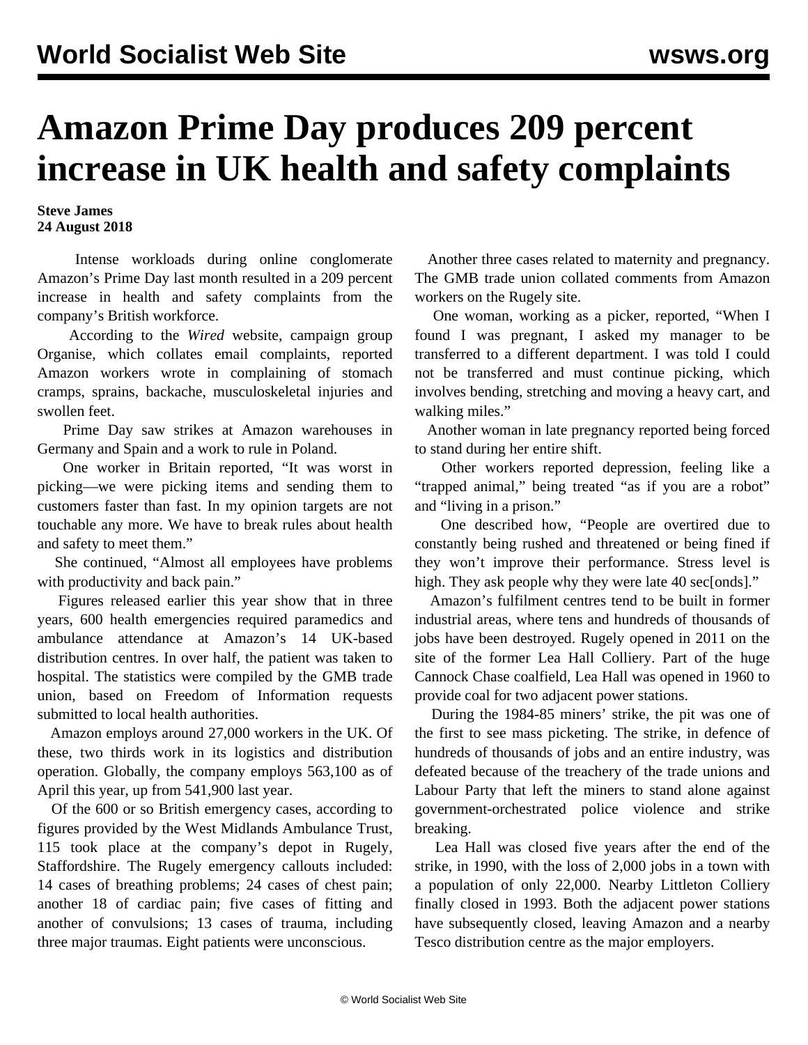# Amazon Prime Day produces 209 percent increase in UK health and safety complaints

**Steve James**
**24 August 2018**

Intense workloads during online conglomerate Amazon's Prime Day last month resulted in a 209 percent increase in health and safety complaints from the company's British workforce.

According to the *Wired* website, campaign group Organise, which collates email complaints, reported Amazon workers wrote in complaining of stomach cramps, sprains, backache, musculoskeletal injuries and swollen feet.

Prime Day saw strikes at Amazon warehouses in Germany and Spain and a work to rule in Poland.

One worker in Britain reported, "It was worst in picking—we were picking items and sending them to customers faster than fast. In my opinion targets are not touchable any more. We have to break rules about health and safety to meet them."

She continued, "Almost all employees have problems with productivity and back pain."

Figures released earlier this year show that in three years, 600 health emergencies required paramedics and ambulance attendance at Amazon's 14 UK-based distribution centres. In over half, the patient was taken to hospital. The statistics were compiled by the GMB trade union, based on Freedom of Information requests submitted to local health authorities.

Amazon employs around 27,000 workers in the UK. Of these, two thirds work in its logistics and distribution operation. Globally, the company employs 563,100 as of April this year, up from 541,900 last year.

Of the 600 or so British emergency cases, according to figures provided by the West Midlands Ambulance Trust, 115 took place at the company's depot in Rugely, Staffordshire. The Rugely emergency callouts included: 14 cases of breathing problems; 24 cases of chest pain; another 18 of cardiac pain; five cases of fitting and another of convulsions; 13 cases of trauma, including three major traumas. Eight patients were unconscious.

Another three cases related to maternity and pregnancy. The GMB trade union collated comments from Amazon workers on the Rugely site.

One woman, working as a picker, reported, "When I found I was pregnant, I asked my manager to be transferred to a different department. I was told I could not be transferred and must continue picking, which involves bending, stretching and moving a heavy cart, and walking miles."

Another woman in late pregnancy reported being forced to stand during her entire shift.

Other workers reported depression, feeling like a "trapped animal," being treated "as if you are a robot" and "living in a prison."

One described how, "People are overtired due to constantly being rushed and threatened or being fined if they won't improve their performance. Stress level is high. They ask people why they were late 40 sec[onds]."

Amazon's fulfilment centres tend to be built in former industrial areas, where tens and hundreds of thousands of jobs have been destroyed. Rugely opened in 2011 on the site of the former Lea Hall Colliery. Part of the huge Cannock Chase coalfield, Lea Hall was opened in 1960 to provide coal for two adjacent power stations.

During the 1984-85 miners' strike, the pit was one of the first to see mass picketing. The strike, in defence of hundreds of thousands of jobs and an entire industry, was defeated because of the treachery of the trade unions and Labour Party that left the miners to stand alone against government-orchestrated police violence and strike breaking.

Lea Hall was closed five years after the end of the strike, in 1990, with the loss of 2,000 jobs in a town with a population of only 22,000. Nearby Littleton Colliery finally closed in 1993. Both the adjacent power stations have subsequently closed, leaving Amazon and a nearby Tesco distribution centre as the major employers.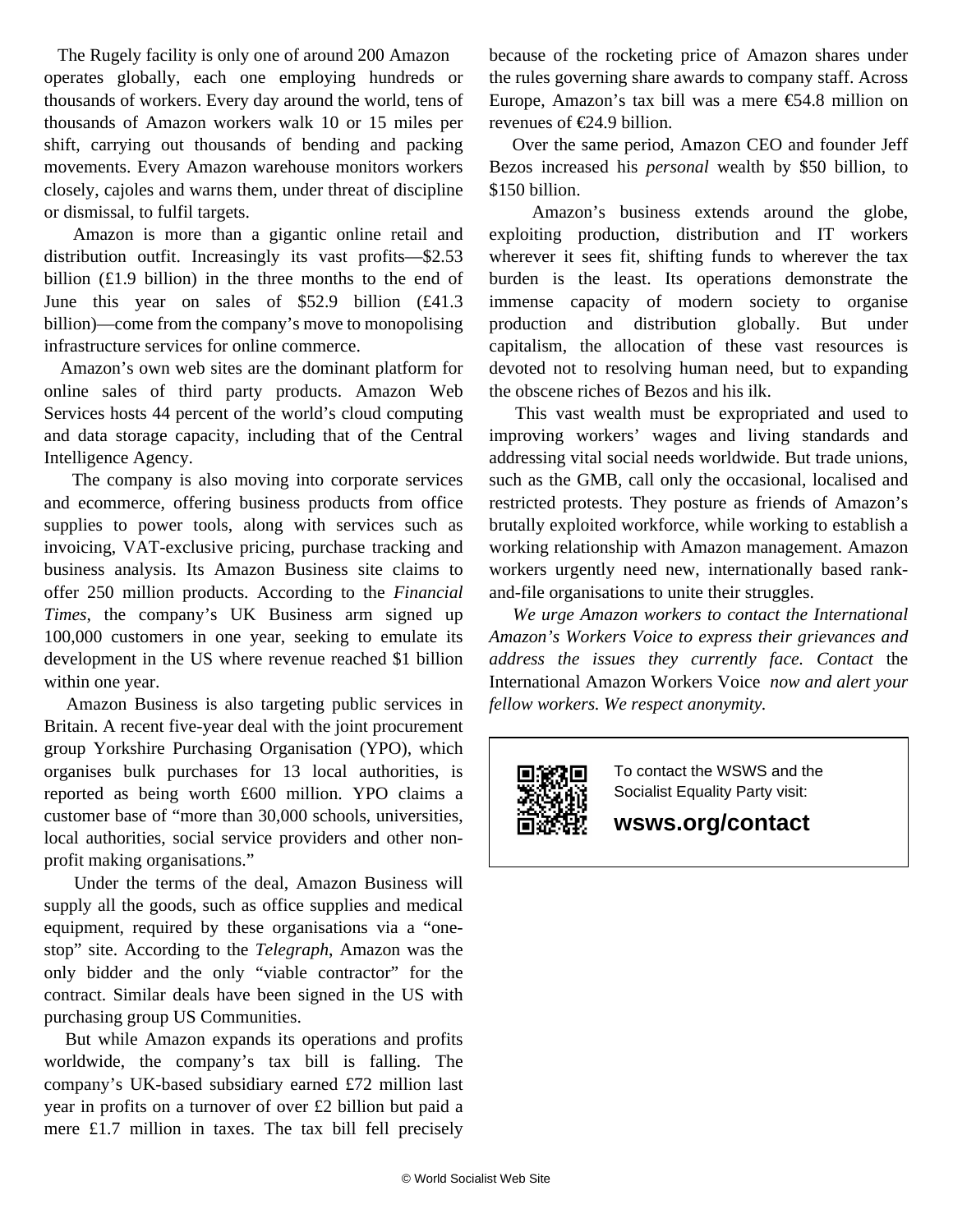The Rugely facility is only one of around 200 Amazon operates globally, each one employing hundreds or thousands of workers. Every day around the world, tens of thousands of Amazon workers walk 10 or 15 miles per shift, carrying out thousands of bending and packing movements. Every Amazon warehouse monitors workers closely, cajoles and warns them, under threat of discipline or dismissal, to fulfil targets.

Amazon is more than a gigantic online retail and distribution outfit. Increasingly its vast profits—$2.53 billion (£1.9 billion) in the three months to the end of June this year on sales of $52.9 billion (£41.3 billion)—come from the company's move to monopolising infrastructure services for online commerce.

Amazon's own web sites are the dominant platform for online sales of third party products. Amazon Web Services hosts 44 percent of the world's cloud computing and data storage capacity, including that of the Central Intelligence Agency.

The company is also moving into corporate services and ecommerce, offering business products from office supplies to power tools, along with services such as invoicing, VAT-exclusive pricing, purchase tracking and business analysis. Its Amazon Business site claims to offer 250 million products. According to the *Financial Times*, the company's UK Business arm signed up 100,000 customers in one year, seeking to emulate its development in the US where revenue reached $1 billion within one year.

Amazon Business is also targeting public services in Britain. A recent five-year deal with the joint procurement group Yorkshire Purchasing Organisation (YPO), which organises bulk purchases for 13 local authorities, is reported as being worth £600 million. YPO claims a customer base of "more than 30,000 schools, universities, local authorities, social service providers and other non-profit making organisations."

Under the terms of the deal, Amazon Business will supply all the goods, such as office supplies and medical equipment, required by these organisations via a "one-stop" site. According to the *Telegraph*, Amazon was the only bidder and the only "viable contractor" for the contract. Similar deals have been signed in the US with purchasing group US Communities.

But while Amazon expands its operations and profits worldwide, the company's tax bill is falling. The company's UK-based subsidiary earned £72 million last year in profits on a turnover of over £2 billion but paid a mere £1.7 million in taxes. The tax bill fell precisely because of the rocketing price of Amazon shares under the rules governing share awards to company staff. Across Europe, Amazon's tax bill was a mere €54.8 million on revenues of €24.9 billion.

Over the same period, Amazon CEO and founder Jeff Bezos increased his *personal* wealth by $50 billion, to $150 billion.

Amazon's business extends around the globe, exploiting production, distribution and IT workers wherever it sees fit, shifting funds to wherever the tax burden is the least. Its operations demonstrate the immense capacity of modern society to organise production and distribution globally. But under capitalism, the allocation of these vast resources is devoted not to resolving human need, but to expanding the obscene riches of Bezos and his ilk.

This vast wealth must be expropriated and used to improving workers' wages and living standards and addressing vital social needs worldwide. But trade unions, such as the GMB, call only the occasional, localised and restricted protests. They posture as friends of Amazon's brutally exploited workforce, while working to establish a working relationship with Amazon management. Amazon workers urgently need new, internationally based rank-and-file organisations to unite their struggles.

*We urge Amazon workers to contact the International Amazon's Workers Voice to express their grievances and address the issues they currently face. Contact* the International Amazon Workers Voice *now and alert your fellow workers. We respect anonymity.*

To contact the WSWS and the Socialist Equality Party visit:

**wsws.org/contact**